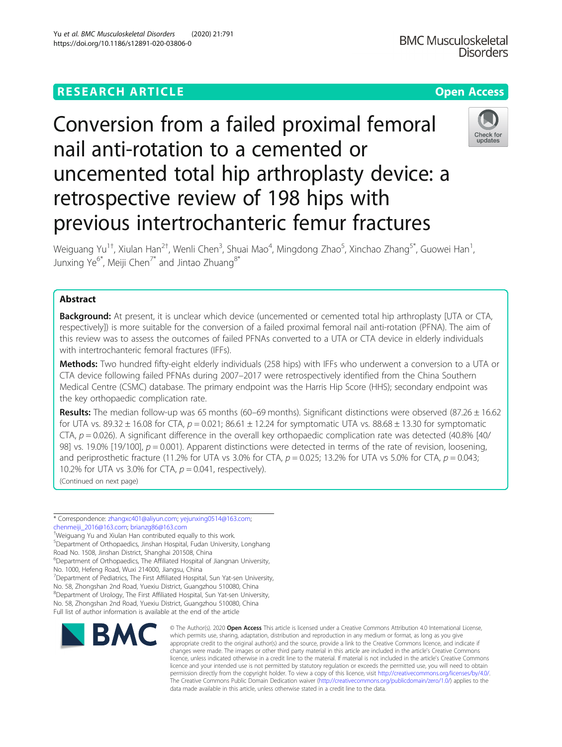RESEARCH ARTICLE

Open Access

# Conversion from a failed proximal femoral nail anti-rotation to a cemented or uncemented total hip arthroplasty device: a retrospective review of 198 hips with previous intertrochanteric femur fractures

Weiguang Yu[1†], Xiulan Han[2†], Wenli Chen[3], Shuai Mao[4], Mingdong Zhao[5], Xinchao Zhang[5*], Guowei Han[1], Junxing Ye[6*], Meiji Chen[7*] and Jintao Zhuang[8*]

## Abstract

**Background:** At present, it is unclear which device (uncemented or cemented total hip arthroplasty [UTA or CTA, respectively]) is more suitable for the conversion of a failed proximal femoral nail anti-rotation (PFNA). The aim of this review was to assess the outcomes of failed PFNAs converted to a UTA or CTA device in elderly individuals with intertrochanteric femoral fractures (IFFs).

**Methods:** Two hundred fifty-eight elderly individuals (258 hips) with IFFs who underwent a conversion to a UTA or CTA device following failed PFNAs during 2007–2017 were retrospectively identified from the China Southern Medical Centre (CSMC) database. The primary endpoint was the Harris Hip Score (HHS); secondary endpoint was the key orthopaedic complication rate.

**Results:** The median follow-up was 65 months (60–69 months). Significant distinctions were observed (87.26 ± 16.62 for UTA vs. 89.32 ± 16.08 for CTA, $p = 0.021$; 86.61 ± 12.24 for symptomatic UTA vs. 88.68 ± 13.30 for symptomatic CTA, $p = 0.026$). A significant difference in the overall key orthopaedic complication rate was detected (40.8% [40/98] vs. 19.0% [19/100], $p = 0.001$). Apparent distinctions were detected in terms of the rate of revision, loosening, and periprosthetic fracture (11.2% for UTA vs 3.0% for CTA, $p = 0.025$; 13.2% for UTA vs 5.0% for CTA, $p = 0.043$; 10.2% for UTA vs 3.0% for CTA, $p = 0.041$, respectively).

(Continued on next page)

* Correspondence: zhangxc401@aliyun.com; yejunxing0514@163.com; chenmeiji_2016@163.com; brianzg86@163.com

†Weiguang Yu and Xiulan Han contributed equally to this work.

[5]Department of Orthopaedics, Jinshan Hospital, Fudan University, Longhang Road No. 1508, Jinshan District, Shanghai 201508, China

[6]Department of Orthopaedics, The Affiliated Hospital of Jiangnan University, No. 1000, Hefeng Road, Wuxi 214000, Jiangsu, China

[7]Department of Pediatrics, The First Affiliated Hospital, Sun Yat-sen University, No. 58, Zhongshan 2nd Road, Yuexiu District, Guangzhou 510080, China

[8]Department of Urology, The First Affiliated Hospital, Sun Yat-sen University, No. 58, Zhongshan 2nd Road, Yuexiu District, Guangzhou 510080, China

Full list of author information is available at the end of the article

© The Author(s). 2020 **Open Access** This article is licensed under a Creative Commons Attribution 4.0 International License, which permits use, sharing, adaptation, distribution and reproduction in any medium or format, as long as you give appropriate credit to the original author(s) and the source, provide a link to the Creative Commons licence, and indicate if changes were made. The images or other third party material in this article are included in the article's Creative Commons licence, unless indicated otherwise in a credit line to the material. If material is not included in the article's Creative Commons licence and your intended use is not permitted by statutory regulation or exceeds the permitted use, you will need to obtain permission directly from the copyright holder. To view a copy of this licence, visit http://creativecommons.org/licenses/by/4.0/. The Creative Commons Public Domain Dedication waiver (http://creativecommons.org/publicdomain/zero/1.0/) applies to the data made available in this article, unless otherwise stated in a credit line to the data.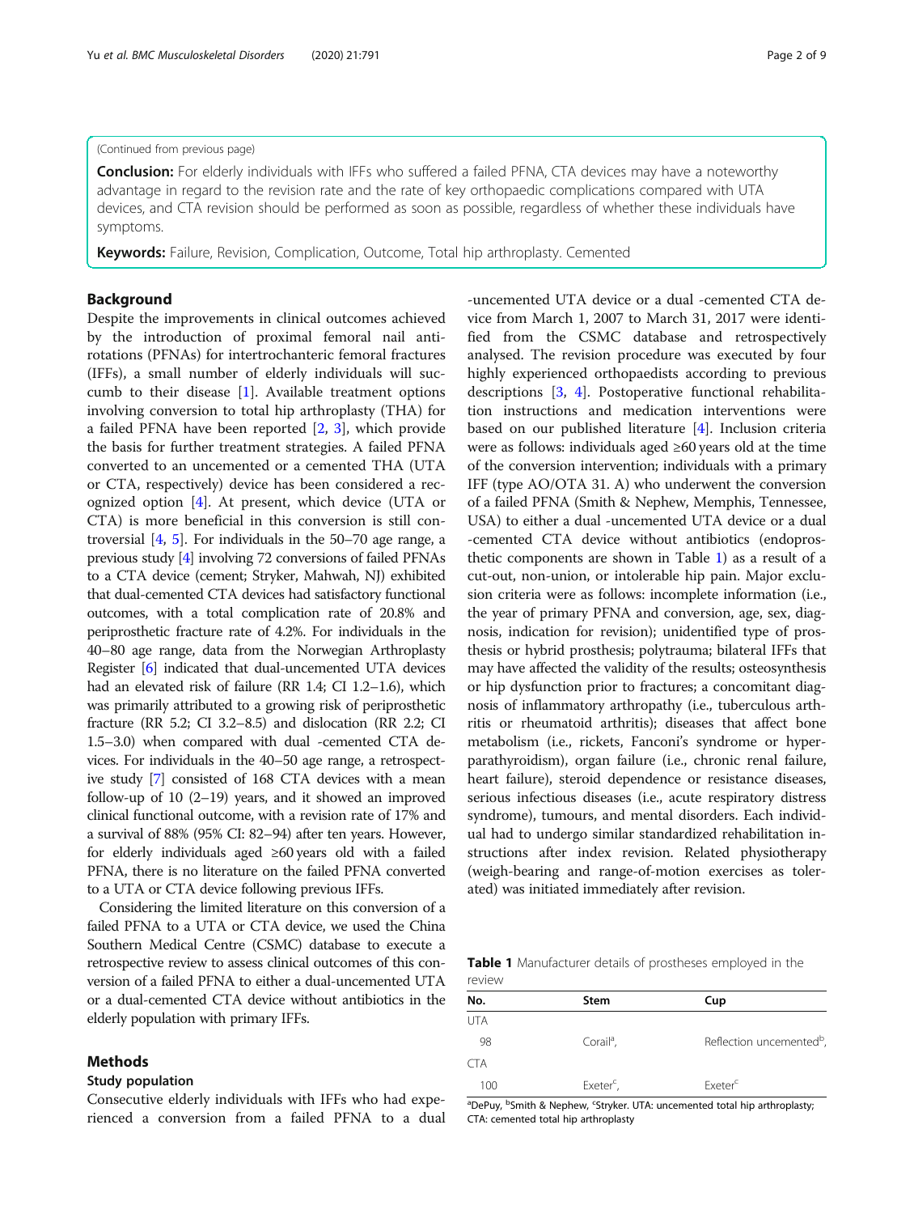(Continued from previous page)

**Conclusion:** For elderly individuals with IFFs who suffered a failed PFNA, CTA devices may have a noteworthy advantage in regard to the revision rate and the rate of key orthopaedic complications compared with UTA devices, and CTA revision should be performed as soon as possible, regardless of whether these individuals have symptoms.

**Keywords:** Failure, Revision, Complication, Outcome, Total hip arthroplasty. Cemented

## Background

Despite the improvements in clinical outcomes achieved by the introduction of proximal femoral nail anti-rotations (PFNAs) for intertrochanteric femoral fractures (IFFs), a small number of elderly individuals will succumb to their disease [1]. Available treatment options involving conversion to total hip arthroplasty (THA) for a failed PFNA have been reported [2, 3], which provide the basis for further treatment strategies. A failed PFNA converted to an uncemented or a cemented THA (UTA or CTA, respectively) device has been considered a recognized option [4]. At present, which device (UTA or CTA) is more beneficial in this conversion is still controversial [4, 5]. For individuals in the 50–70 age range, a previous study [4] involving 72 conversions of failed PFNAs to a CTA device (cement; Stryker, Mahwah, NJ) exhibited that dual-cemented CTA devices had satisfactory functional outcomes, with a total complication rate of 20.8% and periprosthetic fracture rate of 4.2%. For individuals in the 40–80 age range, data from the Norwegian Arthroplasty Register [6] indicated that dual-uncemented UTA devices had an elevated risk of failure (RR 1.4; CI 1.2–1.6), which was primarily attributed to a growing risk of periprosthetic fracture (RR 5.2; CI 3.2–8.5) and dislocation (RR 2.2; CI 1.5–3.0) when compared with dual -cemented CTA devices. For individuals in the 40–50 age range, a retrospective study [7] consisted of 168 CTA devices with a mean follow-up of 10 (2–19) years, and it showed an improved clinical functional outcome, with a revision rate of 17% and a survival of 88% (95% CI: 82–94) after ten years. However, for elderly individuals aged ≥60 years old with a failed PFNA, there is no literature on the failed PFNA converted to a UTA or CTA device following previous IFFs.

Considering the limited literature on this conversion of a failed PFNA to a UTA or CTA device, we used the China Southern Medical Centre (CSMC) database to execute a retrospective review to assess clinical outcomes of this conversion of a failed PFNA to either a dual-uncemented UTA or a dual-cemented CTA device without antibiotics in the elderly population with primary IFFs.

## Methods

### Study population

Consecutive elderly individuals with IFFs who had experienced a conversion from a failed PFNA to a dual -uncemented UTA device or a dual -cemented CTA device from March 1, 2007 to March 31, 2017 were identified from the CSMC database and retrospectively analysed. The revision procedure was executed by four highly experienced orthopaedists according to previous descriptions [3, 4]. Postoperative functional rehabilitation instructions and medication interventions were based on our published literature [4]. Inclusion criteria were as follows: individuals aged ≥60 years old at the time of the conversion intervention; individuals with a primary IFF (type AO/OTA 31. A) who underwent the conversion of a failed PFNA (Smith & Nephew, Memphis, Tennessee, USA) to either a dual -uncemented UTA device or a dual -cemented CTA device without antibiotics (endoprosthetic components are shown in Table 1) as a result of a cut-out, non-union, or intolerable hip pain. Major exclusion criteria were as follows: incomplete information (i.e., the year of primary PFNA and conversion, age, sex, diagnosis, indication for revision); unidentified type of prosthesis or hybrid prosthesis; polytrauma; bilateral IFFs that may have affected the validity of the results; osteosynthesis or hip dysfunction prior to fractures; a concomitant diagnosis of inflammatory arthropathy (i.e., tuberculous arthritis or rheumatoid arthritis); diseases that affect bone metabolism (i.e., rickets, Fanconi's syndrome or hyperparathyroidism), organ failure (i.e., chronic renal failure, heart failure), steroid dependence or resistance diseases, serious infectious diseases (i.e., acute respiratory distress syndrome), tumours, and mental disorders. Each individual had to undergo similar standardized rehabilitation instructions after index revision. Related physiotherapy (weigh-bearing and range-of-motion exercises as tolerated) was initiated immediately after revision.

**Table 1** Manufacturer details of prostheses employed in the review

| No. | Stem | Cup |
|---|---|---|
| UTA | | |
| 98 | Corail[a], | Reflection uncemented[b], |
| CTA | | |
| 100 | Exeter[c], | Exeter[c] |

[a]DePuy, [b]Smith & Nephew, [c]Stryker. UTA: uncemented total hip arthroplasty; CTA: cemented total hip arthroplasty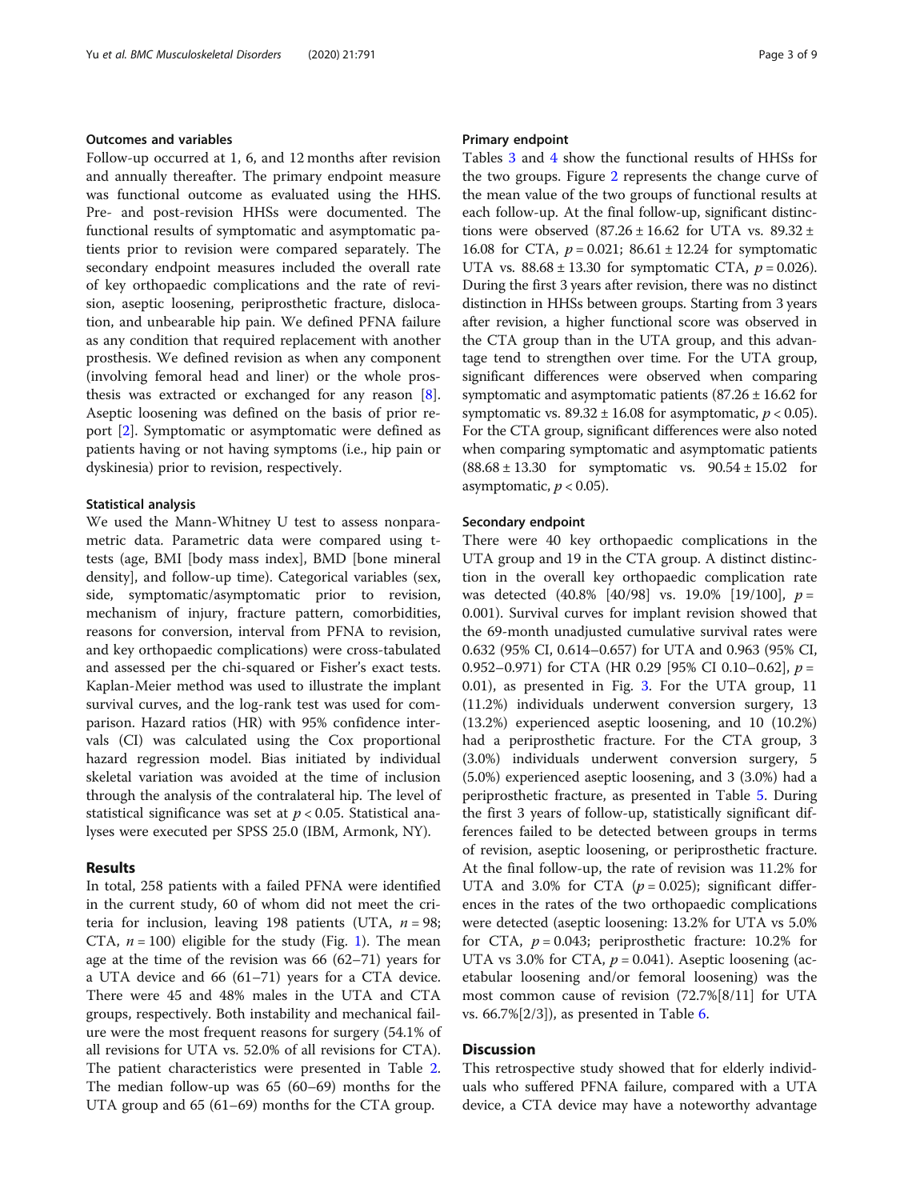### Outcomes and variables

Follow-up occurred at 1, 6, and 12 months after revision and annually thereafter. The primary endpoint measure was functional outcome as evaluated using the HHS. Pre- and post-revision HHSs were documented. The functional results of symptomatic and asymptomatic patients prior to revision were compared separately. The secondary endpoint measures included the overall rate of key orthopaedic complications and the rate of revision, aseptic loosening, periprosthetic fracture, dislocation, and unbearable hip pain. We defined PFNA failure as any condition that required replacement with another prosthesis. We defined revision as when any component (involving femoral head and liner) or the whole prosthesis was extracted or exchanged for any reason [8]. Aseptic loosening was defined on the basis of prior report [2]. Symptomatic or asymptomatic were defined as patients having or not having symptoms (i.e., hip pain or dyskinesia) prior to revision, respectively.

### Statistical analysis

We used the Mann-Whitney U test to assess nonparametric data. Parametric data were compared using t-tests (age, BMI [body mass index], BMD [bone mineral density], and follow-up time). Categorical variables (sex, side, symptomatic/asymptomatic prior to revision, mechanism of injury, fracture pattern, comorbidities, reasons for conversion, interval from PFNA to revision, and key orthopaedic complications) were cross-tabulated and assessed per the chi-squared or Fisher's exact tests. Kaplan-Meier method was used to illustrate the implant survival curves, and the log-rank test was used for comparison. Hazard ratios (HR) with 95% confidence intervals (CI) was calculated using the Cox proportional hazard regression model. Bias initiated by individual skeletal variation was avoided at the time of inclusion through the analysis of the contralateral hip. The level of statistical significance was set at $p < 0.05$. Statistical analyses were executed per SPSS 25.0 (IBM, Armonk, NY).

## Results

In total, 258 patients with a failed PFNA were identified in the current study, 60 of whom did not meet the criteria for inclusion, leaving 198 patients (UTA, $n = 98$; CTA, $n = 100$) eligible for the study (Fig. 1). The mean age at the time of the revision was 66 (62–71) years for a UTA device and 66 (61–71) years for a CTA device. There were 45 and 48% males in the UTA and CTA groups, respectively. Both instability and mechanical failure were the most frequent reasons for surgery (54.1% of all revisions for UTA vs. 52.0% of all revisions for CTA). The patient characteristics were presented in Table 2. The median follow-up was 65 (60–69) months for the UTA group and 65 (61–69) months for the CTA group.

### Primary endpoint

Tables 3 and 4 show the functional results of HHSs for the two groups. Figure 2 represents the change curve of the mean value of the two groups of functional results at each follow-up. At the final follow-up, significant distinctions were observed (87.26 ± 16.62 for UTA vs. 89.32 ± 16.08 for CTA, $p = 0.021$; 86.61 ± 12.24 for symptomatic UTA vs. 88.68 ± 13.30 for symptomatic CTA, $p = 0.026$). During the first 3 years after revision, there was no distinct distinction in HHSs between groups. Starting from 3 years after revision, a higher functional score was observed in the CTA group than in the UTA group, and this advantage tend to strengthen over time. For the UTA group, significant differences were observed when comparing symptomatic and asymptomatic patients (87.26 ± 16.62 for symptomatic vs. 89.32 ± 16.08 for asymptomatic, $p < 0.05$). For the CTA group, significant differences were also noted when comparing symptomatic and asymptomatic patients (88.68 ± 13.30 for symptomatic vs. 90.54 ± 15.02 for asymptomatic, $p < 0.05$).

### Secondary endpoint

There were 40 key orthopaedic complications in the UTA group and 19 in the CTA group. A distinct distinction in the overall key orthopaedic complication rate was detected (40.8% [40/98] vs. 19.0% [19/100], $p = 0.001$). Survival curves for implant revision showed that the 69-month unadjusted cumulative survival rates were 0.632 (95% CI, 0.614–0.657) for UTA and 0.963 (95% CI, 0.952–0.971) for CTA (HR 0.29 [95% CI 0.10–0.62], $p = 0.01$), as presented in Fig. 3. For the UTA group, 11 (11.2%) individuals underwent conversion surgery, 13 (13.2%) experienced aseptic loosening, and 10 (10.2%) had a periprosthetic fracture. For the CTA group, 3 (3.0%) individuals underwent conversion surgery, 5 (5.0%) experienced aseptic loosening, and 3 (3.0%) had a periprosthetic fracture, as presented in Table 5. During the first 3 years of follow-up, statistically significant differences failed to be detected between groups in terms of revision, aseptic loosening, or periprosthetic fracture. At the final follow-up, the rate of revision was 11.2% for UTA and 3.0% for CTA ($p = 0.025$); significant differences in the rates of the two orthopaedic complications were detected (aseptic loosening: 13.2% for UTA vs 5.0% for CTA, $p = 0.043$; periprosthetic fracture: 10.2% for UTA vs 3.0% for CTA, $p = 0.041$). Aseptic loosening (acetabular loosening and/or femoral loosening) was the most common cause of revision (72.7%[8/11] for UTA vs. 66.7%[2/3]), as presented in Table 6.

## Discussion

This retrospective study showed that for elderly individuals who suffered PFNA failure, compared with a UTA device, a CTA device may have a noteworthy advantage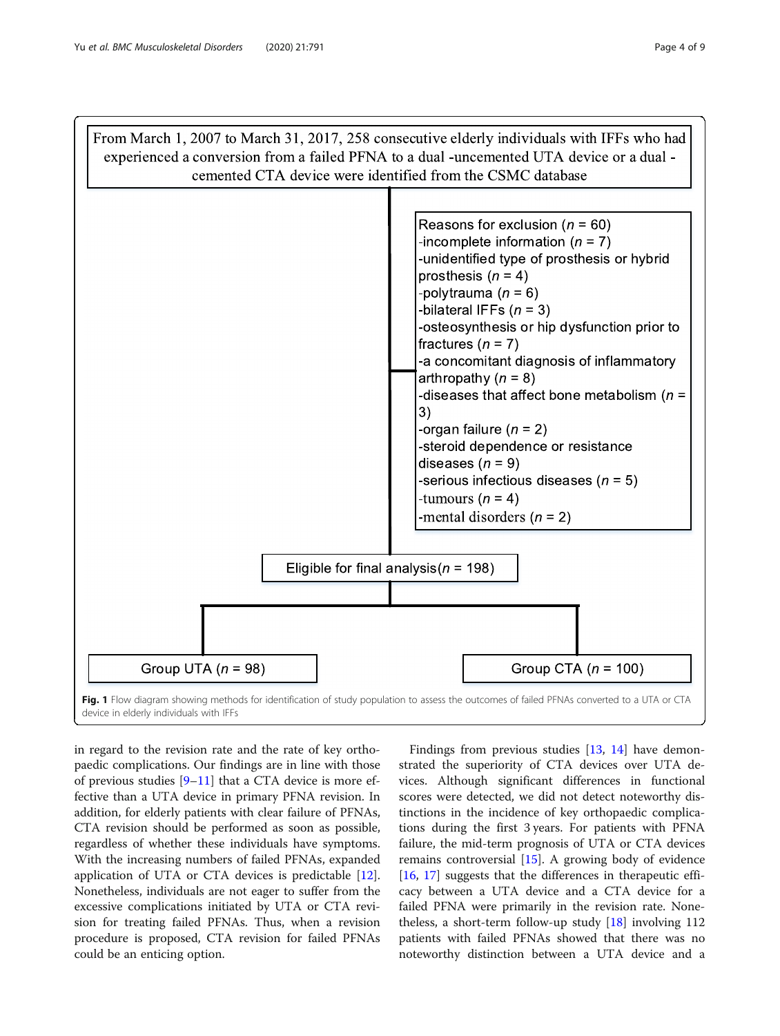From March 1, 2007 to March 31, 2017, 258 consecutive elderly individuals with IFFs who had experienced a conversion from a failed PFNA to a dual -uncemented UTA device or a dual - cemented CTA device were identified from the CSMC database

Reasons for exclusion ($n$ = 60)
-incomplete information ($n$ = 7)
-unidentified type of prosthesis or hybrid prosthesis ($n$ = 4)
-polytrauma ($n$ = 6)
-bilateral IFFs ($n$ = 3)
-osteosynthesis or hip dysfunction prior to fractures ($n$ = 7)
-a concomitant diagnosis of inflammatory arthropathy ($n$ = 8)
-diseases that affect bone metabolism ($n$ = 3)
-organ failure ($n$ = 2)
-steroid dependence or resistance diseases ($n$ = 9)
-serious infectious diseases ($n$ = 5)
-tumours ($n$ = 4)
-mental disorders ($n$ = 2)

Eligible for final analysis($n$ = 198)

Group UTA ($n$ = 98)

Group CTA ($n$ = 100)

**Fig. 1** Flow diagram showing methods for identification of study population to assess the outcomes of failed PFNAs converted to a UTA or CTA device in elderly individuals with IFFs

in regard to the revision rate and the rate of key orthopaedic complications. Our findings are in line with those of previous studies [9–11] that a CTA device is more effective than a UTA device in primary PFNA revision. In addition, for elderly patients with clear failure of PFNAs, CTA revision should be performed as soon as possible, regardless of whether these individuals have symptoms. With the increasing numbers of failed PFNAs, expanded application of UTA or CTA devices is predictable [12]. Nonetheless, individuals are not eager to suffer from the excessive complications initiated by UTA or CTA revision for treating failed PFNAs. Thus, when a revision procedure is proposed, CTA revision for failed PFNAs could be an enticing option.

Findings from previous studies [13, 14] have demonstrated the superiority of CTA devices over UTA devices. Although significant differences in functional scores were detected, we did not detect noteworthy distinctions in the incidence of key orthopaedic complications during the first 3 years. For patients with PFNA failure, the mid-term prognosis of UTA or CTA devices remains controversial [15]. A growing body of evidence [16, 17] suggests that the differences in therapeutic efficacy between a UTA device and a CTA device for a failed PFNA were primarily in the revision rate. Nonetheless, a short-term follow-up study [18] involving 112 patients with failed PFNAs showed that there was no noteworthy distinction between a UTA device and a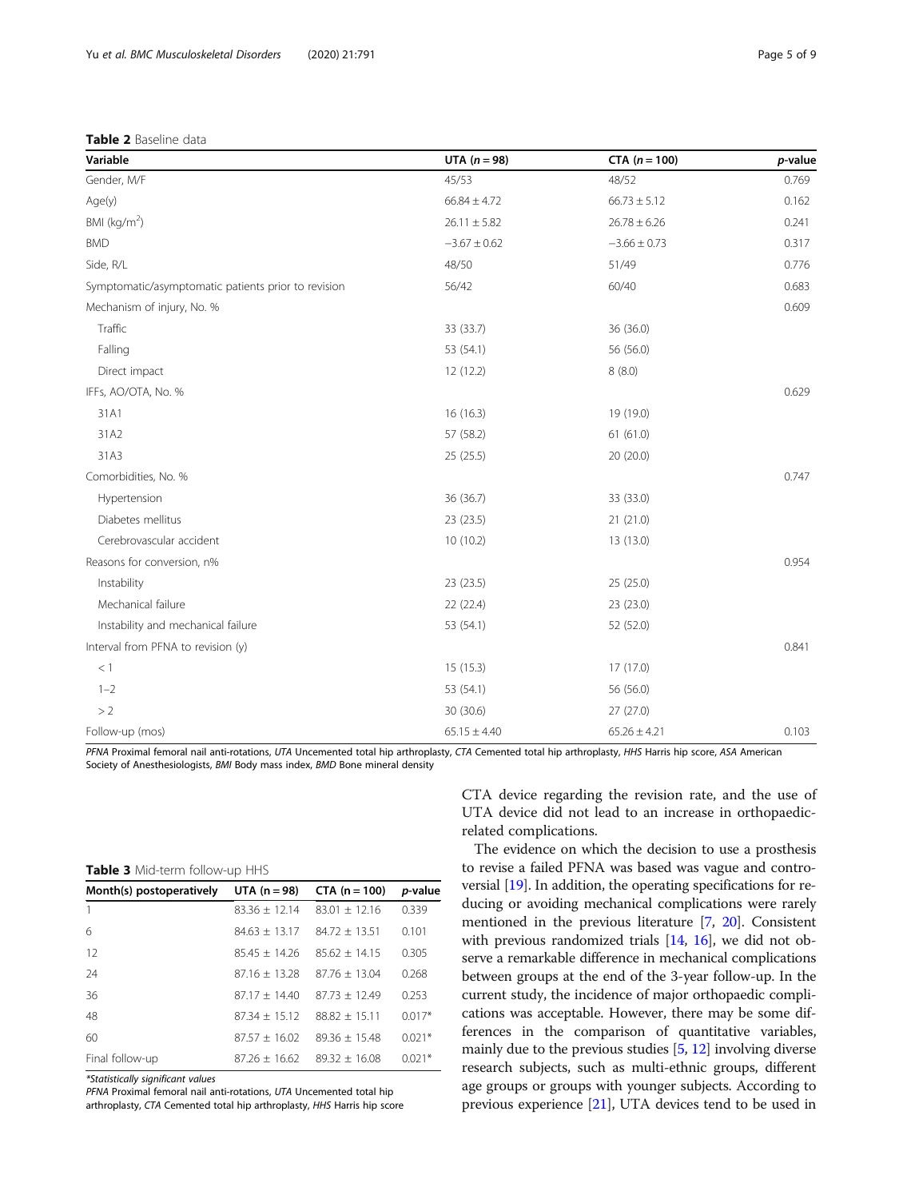**Table 2** Baseline data

| Variable | UTA ($n = 98$) | CTA ($n = 100$) | *p*-value |
|---|---|---|---|
| Gender, M/F | 45/53 | 48/52 | 0.769 |
| Age(y) | 66.84 ± 4.72 | 66.73 ± 5.12 | 0.162 |
| BMI (kg/m$^2$) | 26.11 ± 5.82 | 26.78 ± 6.26 | 0.241 |
| BMD | −3.67 ± 0.62 | −3.66 ± 0.73 | 0.317 |
| Side, R/L | 48/50 | 51/49 | 0.776 |
| Symptomatic/asymptomatic patients prior to revision | 56/42 | 60/40 | 0.683 |
| Mechanism of injury, No. % | | | 0.609 |
| Traffic | 33 (33.7) | 36 (36.0) | |
| Falling | 53 (54.1) | 56 (56.0) | |
| Direct impact | 12 (12.2) | 8 (8.0) | |
| IFFs, AO/OTA, No. % | | | 0.629 |
| 31A1 | 16 (16.3) | 19 (19.0) | |
| 31A2 | 57 (58.2) | 61 (61.0) | |
| 31A3 | 25 (25.5) | 20 (20.0) | |
| Comorbidities, No. % | | | 0.747 |
| Hypertension | 36 (36.7) | 33 (33.0) | |
| Diabetes mellitus | 23 (23.5) | 21 (21.0) | |
| Cerebrovascular accident | 10 (10.2) | 13 (13.0) | |
| Reasons for conversion, n% | | | 0.954 |
| Instability | 23 (23.5) | 25 (25.0) | |
| Mechanical failure | 22 (22.4) | 23 (23.0) | |
| Instability and mechanical failure | 53 (54.1) | 52 (52.0) | |
| Interval from PFNA to revision (y) | | | 0.841 |
| < 1 | 15 (15.3) | 17 (17.0) | |
| 1–2 | 53 (54.1) | 56 (56.0) | |
| > 2 | 30 (30.6) | 27 (27.0) | |
| Follow-up (mos) | 65.15 ± 4.40 | 65.26 ± 4.21 | 0.103 |

*PFNA* Proximal femoral nail anti-rotations, *UTA* Uncemented total hip arthroplasty, *CTA* Cemented total hip arthroplasty, *HHS* Harris hip score, *ASA* American Society of Anesthesiologists, *BMI* Body mass index, *BMD* Bone mineral density

**Table 3** Mid-term follow-up HHS

| Month(s) postoperatively | UTA ($n = 98$) | CTA ($n = 100$) | *p*-value |
|---|---|---|---|
| 1 | 83.36 ± 12.14 | 83.01 ± 12.16 | 0.339 |
| 6 | 84.63 ± 13.17 | 84.72 ± 13.51 | 0.101 |
| 12 | 85.45 ± 14.26 | 85.62 ± 14.15 | 0.305 |
| 24 | 87.16 ± 13.28 | 87.76 ± 13.04 | 0.268 |
| 36 | 87.17 ± 14.40 | 87.73 ± 12.49 | 0.253 |
| 48 | 87.34 ± 15.12 | 88.82 ± 15.11 | 0.017* |
| 60 | 87.57 ± 16.02 | 89.36 ± 15.48 | 0.021* |
| Final follow-up | 87.26 ± 16.62 | 89.32 ± 16.08 | 0.021* |

*Statistically significant values

*PFNA* Proximal femoral nail anti-rotations, *UTA* Uncemented total hip arthroplasty, *CTA* Cemented total hip arthroplasty, *HHS* Harris hip score

CTA device regarding the revision rate, and the use of UTA device did not lead to an increase in orthopaedic-related complications.

The evidence on which the decision to use a prosthesis to revise a failed PFNA was based was vague and controversial [19]. In addition, the operating specifications for reducing or avoiding mechanical complications were rarely mentioned in the previous literature [7, 20]. Consistent with previous randomized trials [14, 16], we did not observe a remarkable difference in mechanical complications between groups at the end of the 3-year follow-up. In the current study, the incidence of major orthopaedic complications was acceptable. However, there may be some differences in the comparison of quantitative variables, mainly due to the previous studies [5, 12] involving diverse research subjects, such as multi-ethnic groups, different age groups or groups with younger subjects. According to previous experience [21], UTA devices tend to be used in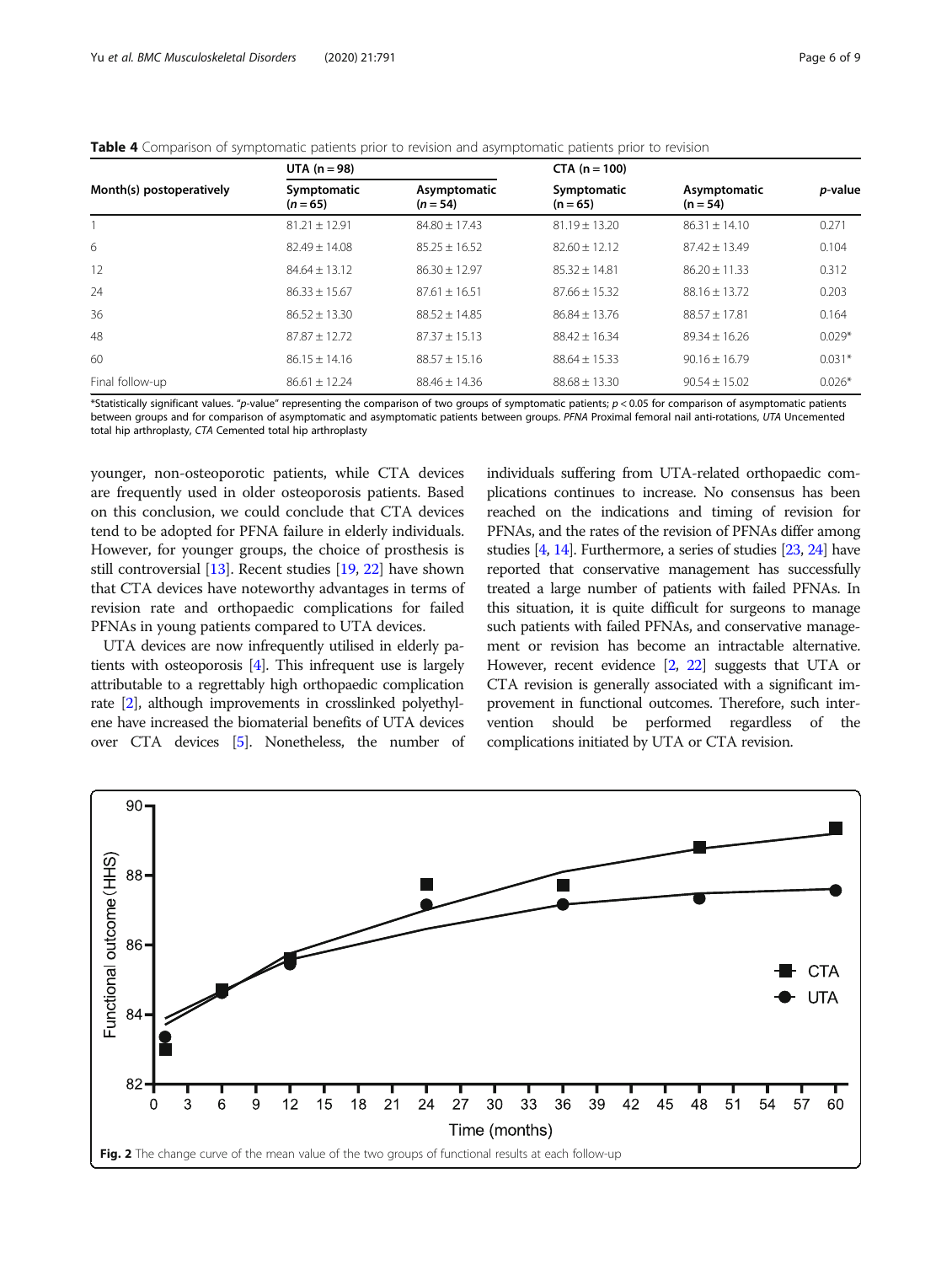**Table 4** Comparison of symptomatic patients prior to revision and asymptomatic patients prior to revision

| Month(s) postoperatively | UTA (n = 98) | | CTA (n = 100) | | *p*-value |
|---|---|---|---|---|---|
| | Symptomatic (*n* = 65) | Asymptomatic (*n* = 54) | Symptomatic (n = 65) | Asymptomatic (n = 54) | |
| 1 | 81.21 ± 12.91 | 84.80 ± 17.43 | 81.19 ± 13.20 | 86.31 ± 14.10 | 0.271 |
| 6 | 82.49 ± 14.08 | 85.25 ± 16.52 | 82.60 ± 12.12 | 87.42 ± 13.49 | 0.104 |
| 12 | 84.64 ± 13.12 | 86.30 ± 12.97 | 85.32 ± 14.81 | 86.20 ± 11.33 | 0.312 |
| 24 | 86.33 ± 15.67 | 87.61 ± 16.51 | 87.66 ± 15.32 | 88.16 ± 13.72 | 0.203 |
| 36 | 86.52 ± 13.30 | 88.52 ± 14.85 | 86.84 ± 13.76 | 88.57 ± 17.81 | 0.164 |
| 48 | 87.87 ± 12.72 | 87.37 ± 15.13 | 88.42 ± 16.34 | 89.34 ± 16.26 | 0.029* |
| 60 | 86.15 ± 14.16 | 88.57 ± 15.16 | 88.64 ± 15.33 | 90.16 ± 16.79 | 0.031* |
| Final follow-up | 86.61 ± 12.24 | 88.46 ± 14.36 | 88.68 ± 13.30 | 90.54 ± 15.02 | 0.026* |

*Statistically significant values. "*p*-value" representing the comparison of two groups of symptomatic patients; $p < 0.05$ for comparison of asymptomatic patients between groups and for comparison of asymptomatic and asymptomatic patients between groups. *PFNA* Proximal femoral nail anti-rotations, *UTA* Uncemented total hip arthroplasty, *CTA* Cemented total hip arthroplasty

younger, non-osteoporotic patients, while CTA devices are frequently used in older osteoporosis patients. Based on this conclusion, we could conclude that CTA devices tend to be adopted for PFNA failure in elderly individuals. However, for younger groups, the choice of prosthesis is still controversial [13]. Recent studies [19, 22] have shown that CTA devices have noteworthy advantages in terms of revision rate and orthopaedic complications for failed PFNAs in young patients compared to UTA devices.

UTA devices are now infrequently utilised in elderly patients with osteoporosis [4]. This infrequent use is largely attributable to a regrettably high orthopaedic complication rate [2], although improvements in crosslinked polyethylene have increased the biomaterial benefits of UTA devices over CTA devices [5]. Nonetheless, the number of individuals suffering from UTA-related orthopaedic complications continues to increase. No consensus has been reached on the indications and timing of revision for PFNAs, and the rates of the revision of PFNAs differ among studies [4, 14]. Furthermore, a series of studies [23, 24] have reported that conservative management has successfully treated a large number of patients with failed PFNAs. In this situation, it is quite difficult for surgeons to manage such patients with failed PFNAs, and conservative management or revision has become an intractable alternative. However, recent evidence [2, 22] suggests that UTA or CTA revision is generally associated with a significant improvement in functional outcomes. Therefore, such intervention should be performed regardless of the complications initiated by UTA or CTA revision.

**Fig. 2** The change curve of the mean value of the two groups of functional results at each follow-up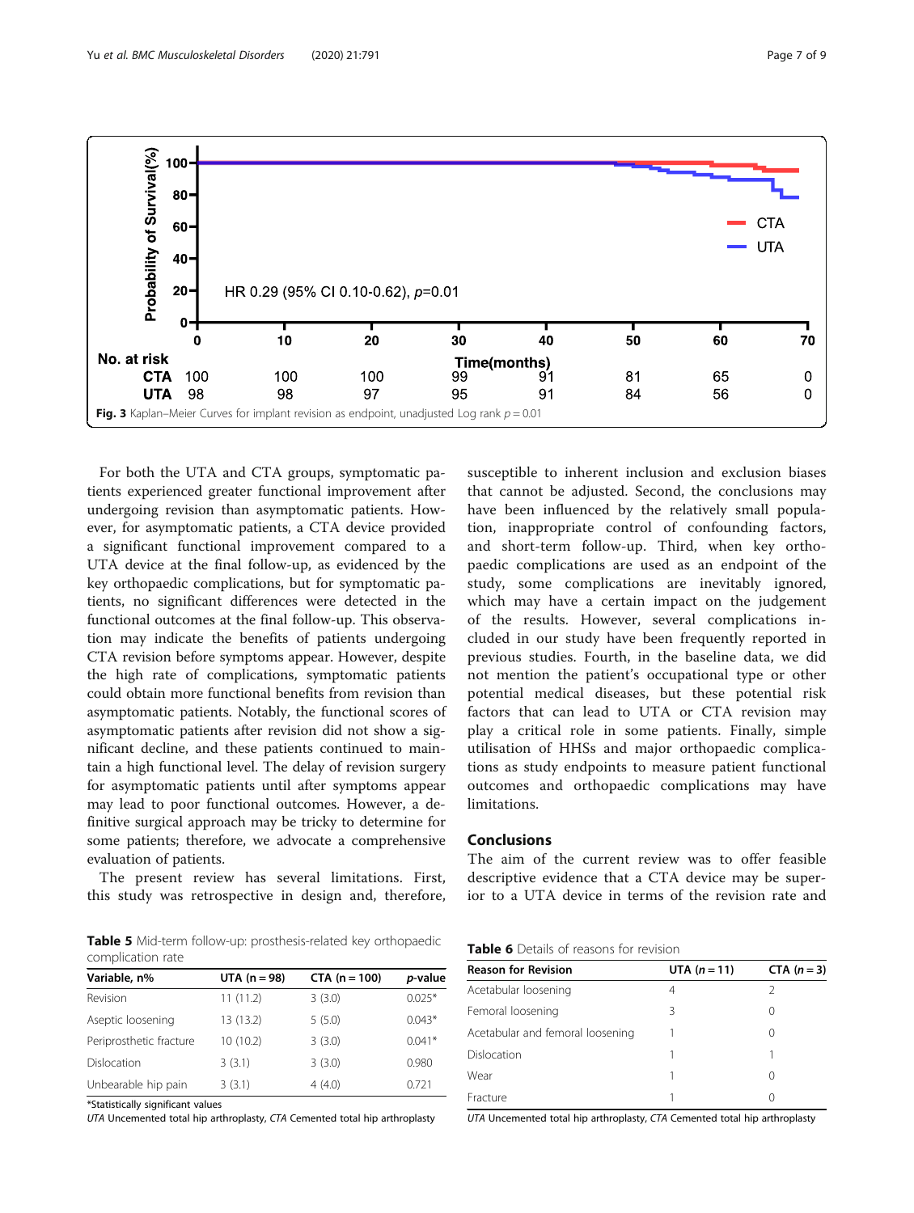Fig. 3 Kaplan–Meier Curves for implant revision as endpoint, unadjusted Log rank $p = 0.01$

For both the UTA and CTA groups, symptomatic patients experienced greater functional improvement after undergoing revision than asymptomatic patients. However, for asymptomatic patients, a CTA device provided a significant functional improvement compared to a UTA device at the final follow-up, as evidenced by the key orthopaedic complications, but for symptomatic patients, no significant differences were detected in the functional outcomes at the final follow-up. This observation may indicate the benefits of patients undergoing CTA revision before symptoms appear. However, despite the high rate of complications, symptomatic patients could obtain more functional benefits from revision than asymptomatic patients. Notably, the functional scores of asymptomatic patients after revision did not show a significant decline, and these patients continued to maintain a high functional level. The delay of revision surgery for asymptomatic patients until after symptoms appear may lead to poor functional outcomes. However, a definitive surgical approach may be tricky to determine for some patients; therefore, we advocate a comprehensive evaluation of patients.

The present review has several limitations. First, this study was retrospective in design and, therefore, susceptible to inherent inclusion and exclusion biases that cannot be adjusted. Second, the conclusions may have been influenced by the relatively small population, inappropriate control of confounding factors, and short-term follow-up. Third, when key orthopaedic complications are used as an endpoint of the study, some complications are inevitably ignored, which may have a certain impact on the judgement of the results. However, several complications included in our study have been frequently reported in previous studies. Fourth, in the baseline data, we did not mention the patient's occupational type or other potential medical diseases, but these potential risk factors that can lead to UTA or CTA revision may play a critical role in some patients. Finally, simple utilisation of HHSs and major orthopaedic complications as study endpoints to measure patient functional outcomes and orthopaedic complications may have limitations.

## Conclusions

The aim of the current review was to offer feasible descriptive evidence that a CTA device may be superior to a UTA device in terms of the revision rate and

**Table 5** Mid-term follow-up: prosthesis-related key orthopaedic complication rate

| Variable, n% | UTA (n = 98) | CTA (n = 100) | *p*-value |
|---|---|---|---|
| Revision | 11 (11.2) | 3 (3.0) | 0.025* |
| Aseptic loosening | 13 (13.2) | 5 (5.0) | 0.043* |
| Periprosthetic fracture | 10 (10.2) | 3 (3.0) | 0.041* |
| Dislocation | 3 (3.1) | 3 (3.0) | 0.980 |
| Unbearable hip pain | 3 (3.1) | 4 (4.0) | 0.721 |

*Statistically significant values

*UTA* Uncemented total hip arthroplasty, *CTA* Cemented total hip arthroplasty

**Table 6** Details of reasons for revision

| Reason for Revision | UTA ($n = 11$) | CTA ($n = 3$) |
|---|---|---|
| Acetabular loosening | 4 | 2 |
| Femoral loosening | 3 | 0 |
| Acetabular and femoral loosening | 1 | 0 |
| Dislocation | 1 | 1 |
| Wear | 1 | 0 |
| Fracture | 1 | 0 |

*UTA* Uncemented total hip arthroplasty, *CTA* Cemented total hip arthroplasty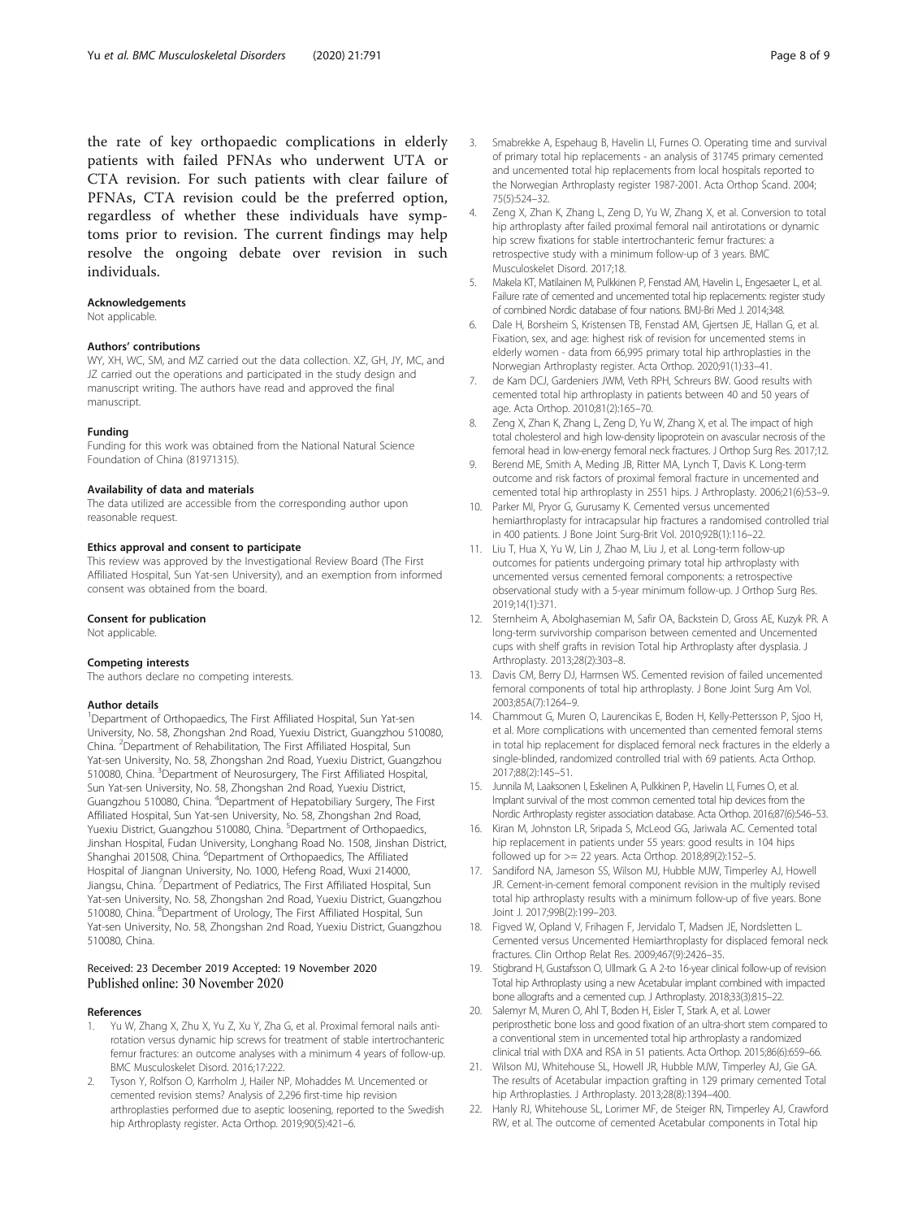the rate of key orthopaedic complications in elderly patients with failed PFNAs who underwent UTA or CTA revision. For such patients with clear failure of PFNAs, CTA revision could be the preferred option, regardless of whether these individuals have symptoms prior to revision. The current findings may help resolve the ongoing debate over revision in such individuals.

#### Acknowledgements

Not applicable.

#### Authors' contributions

WY, XH, WC, SM, and MZ carried out the data collection. XZ, GH, JY, MC, and JZ carried out the operations and participated in the study design and manuscript writing. The authors have read and approved the final manuscript.

#### Funding

Funding for this work was obtained from the National Natural Science Foundation of China (81971315).

#### Availability of data and materials

The data utilized are accessible from the corresponding author upon reasonable request.

#### Ethics approval and consent to participate

This review was approved by the Investigational Review Board (The First Affiliated Hospital, Sun Yat-sen University), and an exemption from informed consent was obtained from the board.

#### Consent for publication

Not applicable.

#### Competing interests

The authors declare no competing interests.

#### Author details

[1]Department of Orthopaedics, The First Affiliated Hospital, Sun Yat-sen University, No. 58, Zhongshan 2nd Road, Yuexiu District, Guangzhou 510080, China. [2]Department of Rehabilitation, The First Affiliated Hospital, Sun Yat-sen University, No. 58, Zhongshan 2nd Road, Yuexiu District, Guangzhou 510080, China. [3]Department of Neurosurgery, The First Affiliated Hospital, Sun Yat-sen University, No. 58, Zhongshan 2nd Road, Yuexiu District, Guangzhou 510080, China. [4]Department of Hepatobiliary Surgery, The First Affiliated Hospital, Sun Yat-sen University, No. 58, Zhongshan 2nd Road, Yuexiu District, Guangzhou 510080, China. [5]Department of Orthopaedics, Jinshan Hospital, Fudan University, Longhang Road No. 1508, Jinshan District, Shanghai 201508, China. [6]Department of Orthopaedics, The Affiliated Hospital of Jiangnan University, No. 1000, Hefeng Road, Wuxi 214000, Jiangsu, China. [7]Department of Pediatrics, The First Affiliated Hospital, Sun Yat-sen University, No. 58, Zhongshan 2nd Road, Yuexiu District, Guangzhou 510080, China. [8]Department of Urology, The First Affiliated Hospital, Sun Yat-sen University, No. 58, Zhongshan 2nd Road, Yuexiu District, Guangzhou 510080, China.

Received: 23 December 2019 Accepted: 19 November 2020
Published online: 30 November 2020

#### References

1. Yu W, Zhang X, Zhu X, Yu Z, Xu Y, Zha G, et al. Proximal femoral nails anti-rotation versus dynamic hip screws for treatment of stable intertrochanteric femur fractures: an outcome analyses with a minimum 4 years of follow-up. BMC Musculoskelet Disord. 2016;17:222.
2. Tyson Y, Rolfson O, Karrholm J, Hailer NP, Mohaddes M. Uncemented or cemented revision stems? Analysis of 2,296 first-time hip revision arthroplasties performed due to aseptic loosening, reported to the Swedish hip Arthroplasty register. Acta Orthop. 2019;90(5):421–6.
3. Smabrekke A, Espehaug B, Havelin LI, Furnes O. Operating time and survival of primary total hip replacements - an analysis of 31745 primary cemented and uncemented total hip replacements from local hospitals reported to the Norwegian Arthroplasty register 1987-2001. Acta Orthop Scand. 2004;75(5):524–32.
4. Zeng X, Zhan K, Zhang L, Zeng D, Yu W, Zhang X, et al. Conversion to total hip arthroplasty after failed proximal femoral nail antirotations or dynamic hip screw fixations for stable intertrochanteric femur fractures: a retrospective study with a minimum follow-up of 3 years. BMC Musculoskelet Disord. 2017;18.
5. Makela KT, Matilainen M, Pulkkinen P, Fenstad AM, Havelin L, Engesaeter L, et al. Failure rate of cemented and uncemented total hip replacements: register study of combined Nordic database of four nations. BMJ-Brit Med J. 2014;348.
6. Dale H, Borsheim S, Kristensen TB, Fenstad AM, Gjertsen JE, Hallan G, et al. Fixation, sex, and age: highest risk of revision for uncemented stems in elderly women - data from 66,995 primary total hip arthroplasties in the Norwegian Arthroplasty register. Acta Orthop. 2020;91(1):33–41.
7. de Kam DCJ, Gardeniers JWM, Veth RPH, Schreurs BW. Good results with cemented total hip arthroplasty in patients between 40 and 50 years of age. Acta Orthop. 2010;81(2):165–70.
8. Zeng X, Zhan K, Zhang L, Zeng D, Yu W, Zhang X, et al. The impact of high total cholesterol and high low-density lipoprotein on avascular necrosis of the femoral head in low-energy femoral neck fractures. J Orthop Surg Res. 2017;12.
9. Berend ME, Smith A, Meding JB, Ritter MA, Lynch T, Davis K. Long-term outcome and risk factors of proximal femoral fracture in uncemented and cemented total hip arthroplasty in 2551 hips. J Arthroplasty. 2006;21(6):53–9.
10. Parker MI, Pryor G, Gurusamy K. Cemented versus uncemented hemiarthroplasty for intracapsular hip fractures a randomised controlled trial in 400 patients. J Bone Joint Surg-Brit Vol. 2010;92B(1):116–22.
11. Liu T, Hua X, Yu W, Lin J, Zhao M, Liu J, et al. Long-term follow-up outcomes for patients undergoing primary total hip arthroplasty with uncemented versus cemented femoral components: a retrospective observational study with a 5-year minimum follow-up. J Orthop Surg Res. 2019;14(1):371.
12. Sternheim A, Abolghasemian M, Safir OA, Backstein D, Gross AE, Kuzyk PR. A long-term survivorship comparison between cemented and Uncemented cups with shelf grafts in revision Total hip Arthroplasty after dysplasia. J Arthroplasty. 2013;28(2):303–8.
13. Davis CM, Berry DJ, Harmsen WS. Cemented revision of failed uncemented femoral components of total hip arthroplasty. J Bone Joint Surg Am Vol. 2003;85A(7):1264–9.
14. Chammout G, Muren O, Laurencikas E, Boden H, Kelly-Pettersson P, Sjoo H, et al. More complications with uncemented than cemented femoral stems in total hip replacement for displaced femoral neck fractures in the elderly a single-blinded, randomized controlled trial with 69 patients. Acta Orthop. 2017;88(2):145–51.
15. Junnila M, Laaksonen I, Eskelinen A, Pulkkinen P, Havelin LI, Furnes O, et al. Implant survival of the most common cemented total hip devices from the Nordic Arthroplasty register association database. Acta Orthop. 2016;87(6):546–53.
16. Kiran M, Johnston LR, Sripada S, McLeod GG, Jariwala AC. Cemented total hip replacement in patients under 55 years: good results in 104 hips followed up for >= 22 years. Acta Orthop. 2018;89(2):152–5.
17. Sandiford NA, Jameson SS, Wilson MJ, Hubble MJW, Timperley AJ, Howell JR. Cement-in-cement femoral component revision in the multiply revised total hip arthroplasty results with a minimum follow-up of five years. Bone Joint J. 2017;99B(2):199–203.
18. Figved W, Opland V, Frihagen F, Jervidalo T, Madsen JE, Nordsletten L. Cemented versus Uncemented Hemiarthroplasty for displaced femoral neck fractures. Clin Orthop Relat Res. 2009;467(9):2426–35.
19. Stigbrand H, Gustafsson O, Ullmark G. A 2-to 16-year clinical follow-up of revision Total hip Arthroplasty using a new Acetabular implant combined with impacted bone allografts and a cemented cup. J Arthroplasty. 2018;33(3):815–22.
20. Salemyr M, Muren O, Ahl T, Boden H, Eisler T, Stark A, et al. Lower periprosthetic bone loss and good fixation of an ultra-short stem compared to a conventional stem in uncemented total hip arthroplasty a randomized clinical trial with DXA and RSA in 51 patients. Acta Orthop. 2015;86(6):659–66.
21. Wilson MJ, Whitehouse SL, Howell JR, Hubble MJW, Timperley AJ, Gie GA. The results of Acetabular impaction grafting in 129 primary cemented Total hip Arthroplasties. J Arthroplasty. 2013;28(8):1394–400.
22. Hanly RJ, Whitehouse SL, Lorimer MF, de Steiger RN, Timperley AJ, Crawford RW, et al. The outcome of cemented Acetabular components in Total hip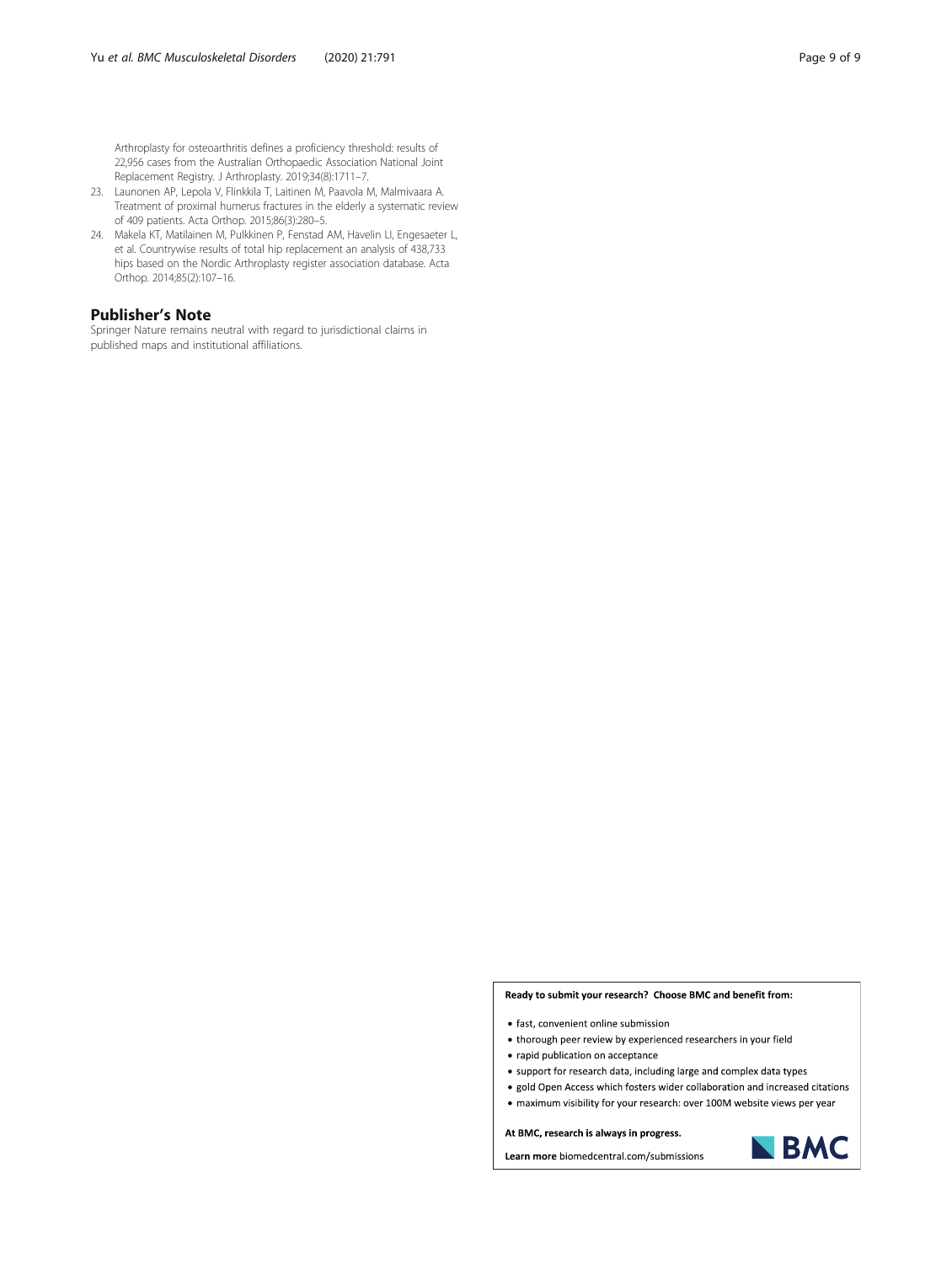Arthroplasty for osteoarthritis defines a proficiency threshold: results of 22,956 cases from the Australian Orthopaedic Association National Joint Replacement Registry. J Arthroplasty. 2019;34(8):1711–7.

23. Launonen AP, Lepola V, Flinkkila T, Laitinen M, Paavola M, Malmivaara A. Treatment of proximal humerus fractures in the elderly a systematic review of 409 patients. Acta Orthop. 2015;86(3):280–5.
24. Makela KT, Matilainen M, Pulkkinen P, Fenstad AM, Havelin LI, Engesaeter L, et al. Countrywise results of total hip replacement an analysis of 438,733 hips based on the Nordic Arthroplasty register association database. Acta Orthop. 2014;85(2):107–16.

## Publisher's Note

Springer Nature remains neutral with regard to jurisdictional claims in published maps and institutional affiliations.

**Ready to submit your research? Choose BMC and benefit from:**

- fast, convenient online submission
- thorough peer review by experienced researchers in your field
- rapid publication on acceptance
- support for research data, including large and complex data types
- gold Open Access which fosters wider collaboration and increased citations
- maximum visibility for your research: over 100M website views per year

**At BMC, research is always in progress.**

**Learn more** biomedcentral.com/submissions

BMC